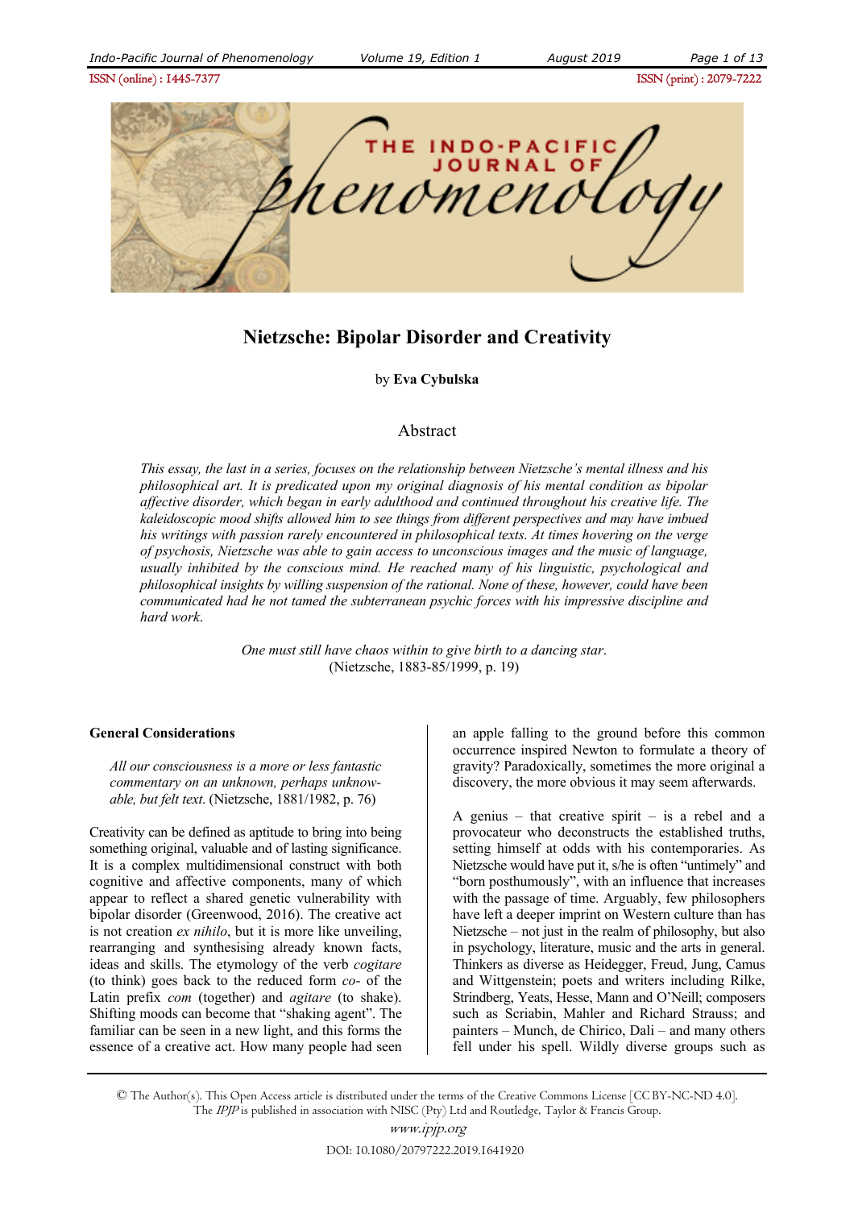# Nietzsche: Bipolar Disorder and Creativity

by **Eva Cybulska**

## Abstract

*This essay, the last in a series, focuses on the relationship between Nietzsche's mental illness and his philosophical art. It is predicated upon my original diagnosis of his mental condition as bipolar affective disorder, which began in early adulthood and continued throughout his creative life. The kaleidoscopic mood shifts allowed him to see things from different perspectives and may have imbued his writings with passion rarely encountered in philosophical texts. At times hovering on the verge of psychosis, Nietzsche was able to gain access to unconscious images and the music of language, usually inhibited by the conscious mind. He reached many of his linguistic, psychological and philosophical insights by willing suspension of the rational. None of these, however, could have been communicated had he not tamed the subterranean psychic forces with his impressive discipline and hard work.*

> *One must still have chaos within to give birth to a dancing star*.
> (Nietzsche, 1883-85/1999, p. 19)

### General Considerations

> *All our consciousness is a more or less fantastic commentary on an unknown, perhaps unknowable, but felt text*. (Nietzsche, 1881/1982, p. 76)

Creativity can be defined as aptitude to bring into being something original, valuable and of lasting significance. It is a complex multidimensional construct with both cognitive and affective components, many of which appear to reflect a shared genetic vulnerability with bipolar disorder (Greenwood, 2016). The creative act is not creation *ex nihilo*, but it is more like unveiling, rearranging and synthesising already known facts, ideas and skills. The etymology of the verb *cogitare* (to think) goes back to the reduced form *co-* of the Latin prefix *com* (together) and *agitare* (to shake). Shifting moods can become that "shaking agent". The familiar can be seen in a new light, and this forms the essence of a creative act. How many people had seen an apple falling to the ground before this common occurrence inspired Newton to formulate a theory of gravity? Paradoxically, sometimes the more original a discovery, the more obvious it may seem afterwards.

A genius – that creative spirit – is a rebel and a provocateur who deconstructs the established truths, setting himself at odds with his contemporaries. As Nietzsche would have put it, s/he is often "untimely" and "born posthumously", with an influence that increases with the passage of time. Arguably, few philosophers have left a deeper imprint on Western culture than has Nietzsche – not just in the realm of philosophy, but also in psychology, literature, music and the arts in general. Thinkers as diverse as Heidegger, Freud, Jung, Camus and Wittgenstein; poets and writers including Rilke, Strindberg, Yeats, Hesse, Mann and O'Neill; composers such as Scriabin, Mahler and Richard Strauss; and painters – Munch, de Chirico, Dali – and many others fell under his spell. Wildly diverse groups such as

© The Author(s). This Open Access article is distributed under the terms of the Creative Commons License [CC BY-NC-ND 4.0]. The *IPJP* is published in association with NISC (Pty) Ltd and Routledge, Taylor & Francis Group.

www.ipjp.org

DOI: 10.1080/20797222.2019.1641920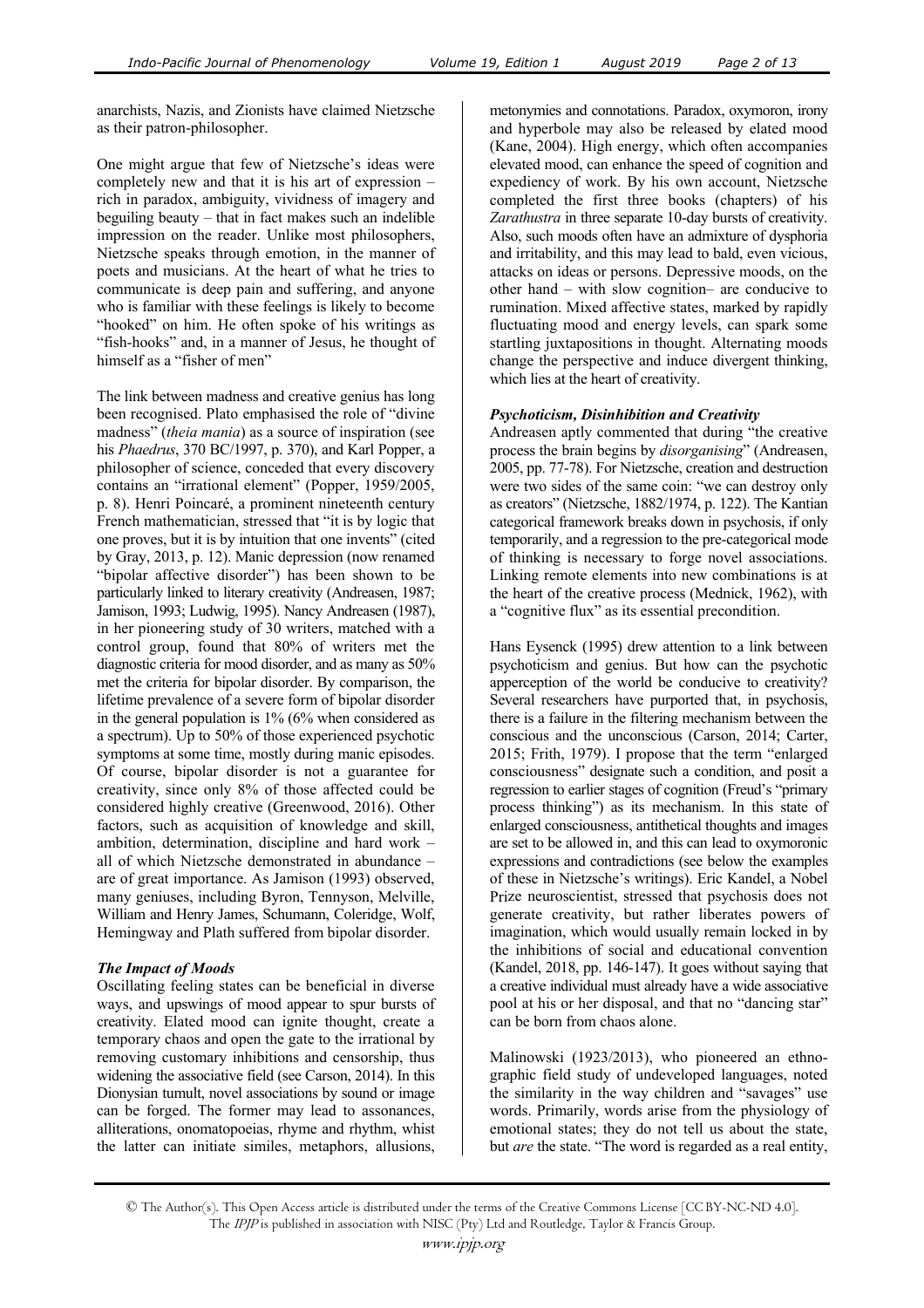anarchists, Nazis, and Zionists have claimed Nietzsche as their patron-philosopher.

One might argue that few of Nietzsche's ideas were completely new and that it is his art of expression – rich in paradox, ambiguity, vividness of imagery and beguiling beauty – that in fact makes such an indelible impression on the reader. Unlike most philosophers, Nietzsche speaks through emotion, in the manner of poets and musicians. At the heart of what he tries to communicate is deep pain and suffering, and anyone who is familiar with these feelings is likely to become "hooked" on him. He often spoke of his writings as "fish-hooks" and, in a manner of Jesus, he thought of himself as a "fisher of men"

The link between madness and creative genius has long been recognised. Plato emphasised the role of "divine madness" (*theia mania*) as a source of inspiration (see his *Phaedrus*, 370 BC/1997, p. 370), and Karl Popper, a philosopher of science, conceded that every discovery contains an "irrational element" (Popper, 1959/2005, p. 8). Henri Poincaré, a prominent nineteenth century French mathematician, stressed that "it is by logic that one proves, but it is by intuition that one invents" (cited by Gray, 2013, p. 12). Manic depression (now renamed "bipolar affective disorder") has been shown to be particularly linked to literary creativity (Andreasen, 1987; Jamison, 1993; Ludwig, 1995). Nancy Andreasen (1987), in her pioneering study of 30 writers, matched with a control group, found that 80% of writers met the diagnostic criteria for mood disorder, and as many as 50% met the criteria for bipolar disorder. By comparison, the lifetime prevalence of a severe form of bipolar disorder in the general population is 1% (6% when considered as a spectrum). Up to 50% of those experienced psychotic symptoms at some time, mostly during manic episodes. Of course, bipolar disorder is not a guarantee for creativity, since only 8% of those affected could be considered highly creative (Greenwood, 2016). Other factors, such as acquisition of knowledge and skill, ambition, determination, discipline and hard work – all of which Nietzsche demonstrated in abundance – are of great importance. As Jamison (1993) observed, many geniuses, including Byron, Tennyson, Melville, William and Henry James, Schumann, Coleridge, Wolf, Hemingway and Plath suffered from bipolar disorder.

### *The Impact of Moods*

Oscillating feeling states can be beneficial in diverse ways, and upswings of mood appear to spur bursts of creativity. Elated mood can ignite thought, create a temporary chaos and open the gate to the irrational by removing customary inhibitions and censorship, thus widening the associative field (see Carson, 2014). In this Dionysian tumult, novel associations by sound or image can be forged. The former may lead to assonances, alliterations, onomatopoeias, rhyme and rhythm, whist the latter can initiate similes, metaphors, allusions, metonymies and connotations. Paradox, oxymoron, irony and hyperbole may also be released by elated mood (Kane, 2004). High energy, which often accompanies elevated mood, can enhance the speed of cognition and expediency of work. By his own account, Nietzsche completed the first three books (chapters) of his *Zarathustra* in three separate 10-day bursts of creativity. Also, such moods often have an admixture of dysphoria and irritability, and this may lead to bald, even vicious, attacks on ideas or persons. Depressive moods, on the other hand – with slow cognition– are conducive to rumination. Mixed affective states, marked by rapidly fluctuating mood and energy levels, can spark some startling juxtapositions in thought. Alternating moods change the perspective and induce divergent thinking, which lies at the heart of creativity.

### *Psychoticism, Disinhibition and Creativity*

Andreasen aptly commented that during "the creative process the brain begins by *disorganising*" (Andreasen, 2005, pp. 77-78). For Nietzsche, creation and destruction were two sides of the same coin: "we can destroy only as creators" (Nietzsche, 1882/1974, p. 122). The Kantian categorical framework breaks down in psychosis, if only temporarily, and a regression to the pre-categorical mode of thinking is necessary to forge novel associations. Linking remote elements into new combinations is at the heart of the creative process (Mednick, 1962), with a "cognitive flux" as its essential precondition.

Hans Eysenck (1995) drew attention to a link between psychoticism and genius. But how can the psychotic apperception of the world be conducive to creativity? Several researchers have purported that, in psychosis, there is a failure in the filtering mechanism between the conscious and the unconscious (Carson, 2014; Carter, 2015; Frith, 1979). I propose that the term "enlarged consciousness" designate such a condition, and posit a regression to earlier stages of cognition (Freud's "primary process thinking") as its mechanism. In this state of enlarged consciousness, antithetical thoughts and images are set to be allowed in, and this can lead to oxymoronic expressions and contradictions (see below the examples of these in Nietzsche's writings). Eric Kandel, a Nobel Prize neuroscientist, stressed that psychosis does not generate creativity, but rather liberates powers of imagination, which would usually remain locked in by the inhibitions of social and educational convention (Kandel, 2018, pp. 146-147). It goes without saying that a creative individual must already have a wide associative pool at his or her disposal, and that no "dancing star" can be born from chaos alone.

Malinowski (1923/2013), who pioneered an ethnographic field study of undeveloped languages, noted the similarity in the way children and "savages" use words. Primarily, words arise from the physiology of emotional states; they do not tell us about the state, but *are* the state. "The word is regarded as a real entity,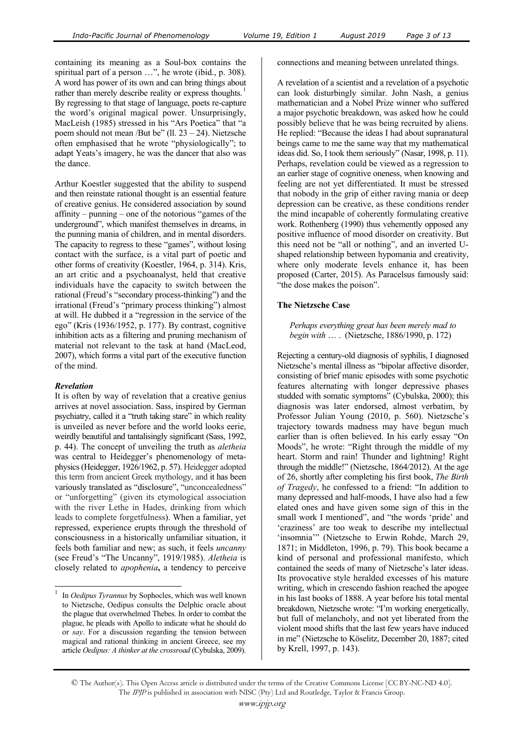containing its meaning as a Soul-box contains the spiritual part of a person …", he wrote (ibid., p. 308). A word has power of its own and can bring things about rather than merely describe reality or express thoughts.[1] By regressing to that stage of language, poets re-capture the word's original magical power. Unsurprisingly, MacLeish (1985) stressed in his "Ars Poetica" that "a poem should not mean /But be" (ll. 23 – 24). Nietzsche often emphasised that he wrote "physiologically"; to adapt Yeats's imagery, he was the dancer that also was the dance.

Arthur Koestler suggested that the ability to suspend and then reinstate rational thought is an essential feature of creative genius. He considered association by sound affinity – punning – one of the notorious "games of the underground", which manifest themselves in dreams, in the punning mania of children, and in mental disorders. The capacity to regress to these "games", without losing contact with the surface, is a vital part of poetic and other forms of creativity (Koestler, 1964, p. 314). Kris, an art critic and a psychoanalyst, held that creative individuals have the capacity to switch between the rational (Freud's "secondary process-thinking") and the irrational (Freud's "primary process thinking") almost at will. He dubbed it a "regression in the service of the ego" (Kris (1936/1952, p. 177). By contrast, cognitive inhibition acts as a filtering and pruning mechanism of material not relevant to the task at hand (MacLeod, 2007), which forms a vital part of the executive function of the mind.

### *Revelation*

It is often by way of revelation that a creative genius arrives at novel association. Sass, inspired by German psychiatry, called it a "truth taking stare" in which reality is unveiled as never before and the world looks eerie, weirdly beautiful and tantalisingly significant (Sass, 1992, p. 44). The concept of unveiling the truth as *aletheia* was central to Heidegger's phenomenology of metaphysics (Heidegger, 1926/1962, p. 57). Heidegger adopted this term from ancient Greek mythology, and it has been variously translated as "disclosure", "unconcealedness" or "unforgetting" (given its etymological association with the river Lethe in Hades, drinking from which leads to complete forgetfulness). When a familiar, yet repressed, experience erupts through the threshold of consciousness in a historically unfamiliar situation, it feels both familiar and new; as such, it feels *uncanny* (see Freud's "The Uncanny", 1919/1985). *Aletheia* is closely related to *apophenia***,** a tendency to perceive connections and meaning between unrelated things.

A revelation of a scientist and a revelation of a psychotic can look disturbingly similar. John Nash, a genius mathematician and a Nobel Prize winner who suffered a major psychotic breakdown, was asked how he could possibly believe that he was being recruited by aliens. He replied: "Because the ideas I had about supranatural beings came to me the same way that my mathematical ideas did. So, I took them seriously" (Nasar, 1998, p. 11). Perhaps, revelation could be viewed as a regression to an earlier stage of cognitive oneness, when knowing and feeling are not yet differentiated. It must be stressed that nobody in the grip of either raving mania or deep depression can be creative, as these conditions render the mind incapable of coherently formulating creative work. Rothenberg (1990) thus vehemently opposed any positive influence of mood disorder on creativity. But this need not be "all or nothing", and an inverted U-shaped relationship between hypomania and creativity, where only moderate levels enhance it, has been proposed (Carter, 2015). As Paracelsus famously said: "the dose makes the poison".

## The Nietzsche Case

> *Perhaps everything great has been merely mad to begin with* … . (Nietzsche, 1886/1990, p. 172)

Rejecting a century-old diagnosis of syphilis, I diagnosed Nietzsche's mental illness as "bipolar affective disorder, consisting of brief manic episodes with some psychotic features alternating with longer depressive phases studded with somatic symptoms" (Cybulska, 2000); this diagnosis was later endorsed, almost verbatim, by Professor Julian Young (2010, p. 560). Nietzsche's trajectory towards madness may have begun much earlier than is often believed. In his early essay "On Moods", he wrote: "Right through the middle of my heart. Storm and rain! Thunder and lightning! Right through the middle!" (Nietzsche, 1864/2012). At the age of 26, shortly after completing his first book, *The Birth of Tragedy*, he confessed to a friend: "In addition to many depressed and half-moods, I have also had a few elated ones and have given some sign of this in the small work I mentioned", and "the words 'pride' and 'craziness' are too weak to describe my intellectual 'insomnia'" (Nietzsche to Erwin Rohde, March 29, 1871; in Middleton, 1996, p. 79). This book became a kind of personal and professional manifesto, which contained the seeds of many of Nietzsche's later ideas. Its provocative style heralded excesses of his mature writing, which in crescendo fashion reached the apogee in his last books of 1888. A year before his total mental breakdown, Nietzsche wrote: "I'm working energetically, but full of melancholy, and not yet liberated from the violent mood shifts that the last few years have induced in me" (Nietzsche to Köselitz, December 20, 1887; cited by Krell, 1997, p. 143).

---

[1] In *Oedipus Tyrannus* by Sophocles, which was well known to Nietzsche, Oedipus consults the Delphic oracle about the plague that overwhelmed Thebes. In order to combat the plague, he pleads with Apollo to indicate what he should do or *say*. For a discussion regarding the tension between magical and rational thinking in ancient Greece, see my article *Oedipus: A thinker at the crossroad* (Cybulska, 2009).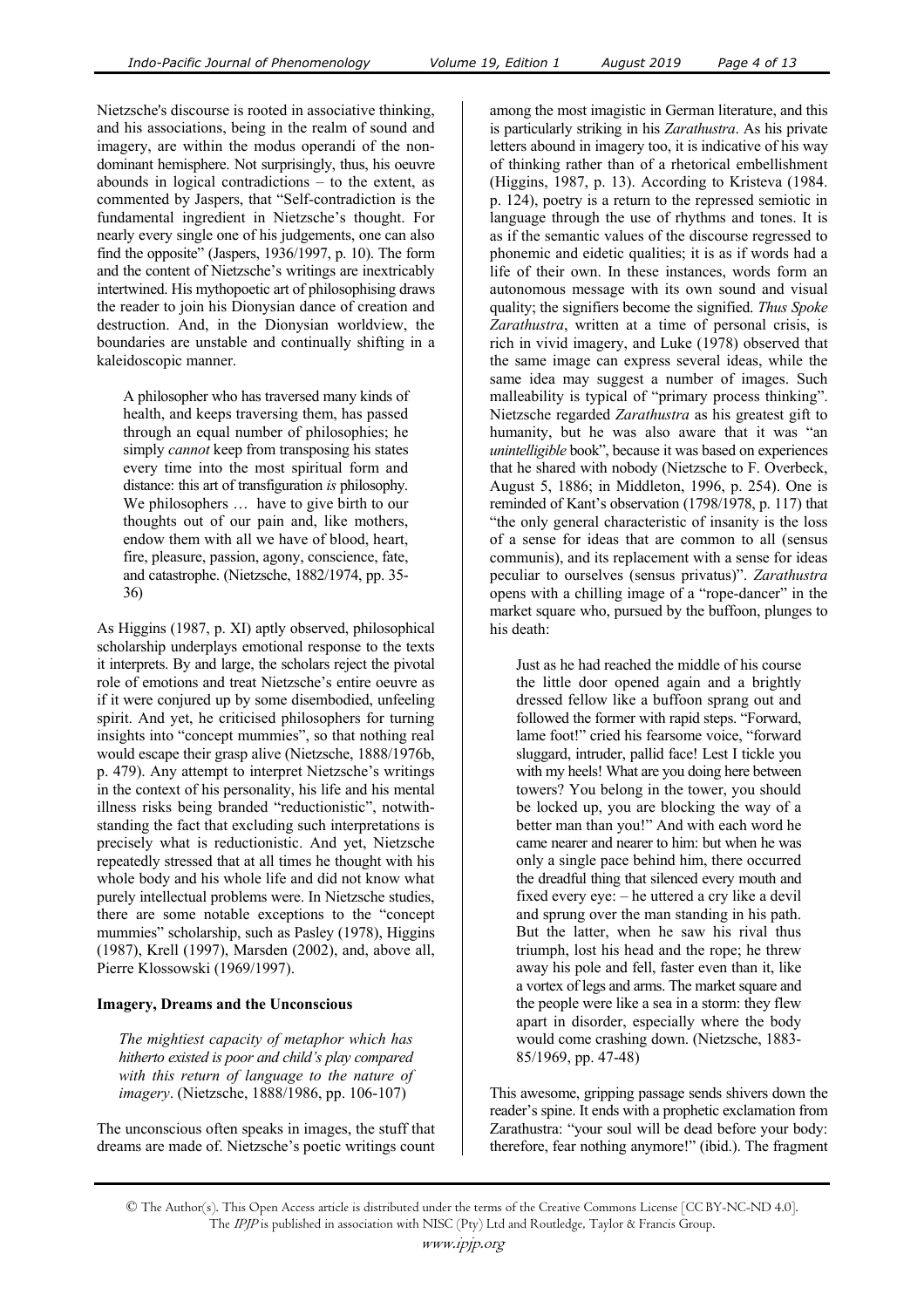Nietzsche's discourse is rooted in associative thinking, and his associations, being in the realm of sound and imagery, are within the modus operandi of the non-dominant hemisphere. Not surprisingly, thus, his oeuvre abounds in logical contradictions – to the extent, as commented by Jaspers, that "Self-contradiction is the fundamental ingredient in Nietzsche's thought. For nearly every single one of his judgements, one can also find the opposite" (Jaspers, 1936/1997, p. 10). The form and the content of Nietzsche's writings are inextricably intertwined. His mythopoetic art of philosophising draws the reader to join his Dionysian dance of creation and destruction. And, in the Dionysian worldview, the boundaries are unstable and continually shifting in a kaleidoscopic manner.

> A philosopher who has traversed many kinds of health, and keeps traversing them, has passed through an equal number of philosophies; he simply *cannot* keep from transposing his states every time into the most spiritual form and distance: this art of transfiguration *is* philosophy. We philosophers … have to give birth to our thoughts out of our pain and, like mothers, endow them with all we have of blood, heart, fire, pleasure, passion, agony, conscience, fate, and catastrophe. (Nietzsche, 1882/1974, pp. 35-36)

As Higgins (1987, p. XI) aptly observed, philosophical scholarship underplays emotional response to the texts it interprets. By and large, the scholars reject the pivotal role of emotions and treat Nietzsche's entire oeuvre as if it were conjured up by some disembodied, unfeeling spirit. And yet, he criticised philosophers for turning insights into "concept mummies", so that nothing real would escape their grasp alive (Nietzsche, 1888/1976b, p. 479). Any attempt to interpret Nietzsche's writings in the context of his personality, his life and his mental illness risks being branded "reductionistic", notwithstanding the fact that excluding such interpretations is precisely what is reductionistic. And yet, Nietzsche repeatedly stressed that at all times he thought with his whole body and his whole life and did not know what purely intellectual problems were. In Nietzsche studies, there are some notable exceptions to the "concept mummies" scholarship, such as Pasley (1978), Higgins (1987), Krell (1997), Marsden (2002), and, above all, Pierre Klossowski (1969/1997).

### Imagery, Dreams and the Unconscious

> *The mightiest capacity of metaphor which has hitherto existed is poor and child's play compared with this return of language to the nature of imagery*. (Nietzsche, 1888/1986, pp. 106-107)

The unconscious often speaks in images, the stuff that dreams are made of. Nietzsche's poetic writings count among the most imagistic in German literature, and this is particularly striking in his *Zarathustra*. As his private letters abound in imagery too, it is indicative of his way of thinking rather than of a rhetorical embellishment (Higgins, 1987, p. 13). According to Kristeva (1984. p. 124), poetry is a return to the repressed semiotic in language through the use of rhythms and tones. It is as if the semantic values of the discourse regressed to phonemic and eidetic qualities; it is as if words had a life of their own. In these instances, words form an autonomous message with its own sound and visual quality; the signifiers become the signified. *Thus Spoke Zarathustra*, written at a time of personal crisis, is rich in vivid imagery, and Luke (1978) observed that the same image can express several ideas, while the same idea may suggest a number of images. Such malleability is typical of "primary process thinking". Nietzsche regarded *Zarathustra* as his greatest gift to humanity, but he was also aware that it was "an *unintelligible* book", because it was based on experiences that he shared with nobody (Nietzsche to F. Overbeck, August 5, 1886; in Middleton, 1996, p. 254). One is reminded of Kant's observation (1798/1978, p. 117) that "the only general characteristic of insanity is the loss of a sense for ideas that are common to all (sensus communis), and its replacement with a sense for ideas peculiar to ourselves (sensus privatus)". *Zarathustra* opens with a chilling image of a "rope-dancer" in the market square who, pursued by the buffoon, plunges to his death:

> Just as he had reached the middle of his course the little door opened again and a brightly dressed fellow like a buffoon sprang out and followed the former with rapid steps. "Forward, lame foot!" cried his fearsome voice, "forward sluggard, intruder, pallid face! Lest I tickle you with my heels! What are you doing here between towers? You belong in the tower, you should be locked up, you are blocking the way of a better man than you!" And with each word he came nearer and nearer to him: but when he was only a single pace behind him, there occurred the dreadful thing that silenced every mouth and fixed every eye: – he uttered a cry like a devil and sprung over the man standing in his path. But the latter, when he saw his rival thus triumph, lost his head and the rope; he threw away his pole and fell, faster even than it, like a vortex of legs and arms. The market square and the people were like a sea in a storm: they flew apart in disorder, especially where the body would come crashing down. (Nietzsche, 1883-85/1969, pp. 47-48)

This awesome, gripping passage sends shivers down the reader's spine. It ends with a prophetic exclamation from Zarathustra: "your soul will be dead before your body: therefore, fear nothing anymore!" (ibid.). The fragment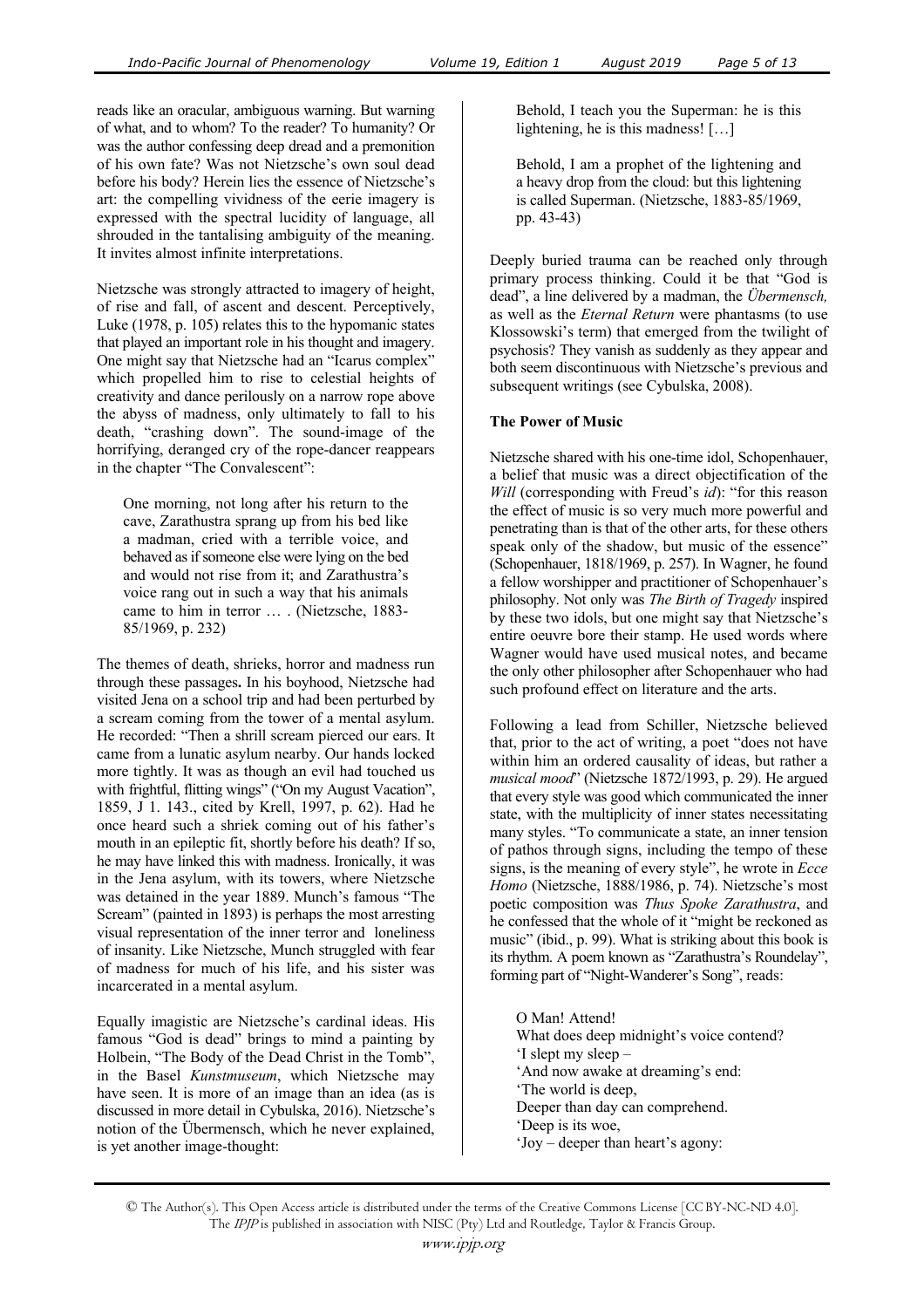reads like an oracular, ambiguous warning. But warning of what, and to whom? To the reader? To humanity? Or was the author confessing deep dread and a premonition of his own fate? Was not Nietzsche's own soul dead before his body? Herein lies the essence of Nietzsche's art: the compelling vividness of the eerie imagery is expressed with the spectral lucidity of language, all shrouded in the tantalising ambiguity of the meaning. It invites almost infinite interpretations.

Nietzsche was strongly attracted to imagery of height, of rise and fall, of ascent and descent. Perceptively, Luke (1978, p. 105) relates this to the hypomanic states that played an important role in his thought and imagery. One might say that Nietzsche had an "Icarus complex" which propelled him to rise to celestial heights of creativity and dance perilously on a narrow rope above the abyss of madness, only ultimately to fall to his death, "crashing down". The sound-image of the horrifying, deranged cry of the rope-dancer reappears in the chapter "The Convalescent":

> One morning, not long after his return to the cave, Zarathustra sprang up from his bed like a madman, cried with a terrible voice, and behaved as if someone else were lying on the bed and would not rise from it; and Zarathustra's voice rang out in such a way that his animals came to him in terror … . (Nietzsche, 1883-85/1969, p. 232)

The themes of death, shrieks, horror and madness run through these passages**.** In his boyhood, Nietzsche had visited Jena on a school trip and had been perturbed by a scream coming from the tower of a mental asylum. He recorded: "Then a shrill scream pierced our ears. It came from a lunatic asylum nearby. Our hands locked more tightly. It was as though an evil had touched us with frightful, flitting wings" ("On my August Vacation", 1859, J 1. 143., cited by Krell, 1997, p. 62). Had he once heard such a shriek coming out of his father's mouth in an epileptic fit, shortly before his death? If so, he may have linked this with madness. Ironically, it was in the Jena asylum, with its towers, where Nietzsche was detained in the year 1889. Munch's famous "The Scream" (painted in 1893) is perhaps the most arresting visual representation of the inner terror and loneliness of insanity. Like Nietzsche, Munch struggled with fear of madness for much of his life, and his sister was incarcerated in a mental asylum.

Equally imagistic are Nietzsche's cardinal ideas. His famous "God is dead" brings to mind a painting by Holbein, "The Body of the Dead Christ in the Tomb", in the Basel *Kunstmuseum*, which Nietzsche may have seen. It is more of an image than an idea (as is discussed in more detail in Cybulska, 2016). Nietzsche's notion of the Übermensch, which he never explained, is yet another image-thought:

> Behold, I teach you the Superman: he is this lightening, he is this madness! […]
>
> Behold, I am a prophet of the lightening and a heavy drop from the cloud: but this lightening is called Superman. (Nietzsche, 1883-85/1969, pp. 43-43)

Deeply buried trauma can be reached only through primary process thinking. Could it be that "God is dead", a line delivered by a madman, the *Übermensch,* as well as the *Eternal Return* were phantasms (to use Klossowski's term) that emerged from the twilight of psychosis? They vanish as suddenly as they appear and both seem discontinuous with Nietzsche's previous and subsequent writings (see Cybulska, 2008).

**The Power of Music**

Nietzsche shared with his one-time idol, Schopenhauer, a belief that music was a direct objectification of the *Will* (corresponding with Freud's *id*): "for this reason the effect of music is so very much more powerful and penetrating than is that of the other arts, for these others speak only of the shadow, but music of the essence" (Schopenhauer, 1818/1969, p. 257). In Wagner, he found a fellow worshipper and practitioner of Schopenhauer's philosophy. Not only was *The Birth of Tragedy* inspired by these two idols, but one might say that Nietzsche's entire oeuvre bore their stamp. He used words where Wagner would have used musical notes, and became the only other philosopher after Schopenhauer who had such profound effect on literature and the arts.

Following a lead from Schiller, Nietzsche believed that, prior to the act of writing, a poet "does not have within him an ordered causality of ideas, but rather a *musical mood*" (Nietzsche 1872/1993, p. 29). He argued that every style was good which communicated the inner state, with the multiplicity of inner states necessitating many styles. "To communicate a state, an inner tension of pathos through signs, including the tempo of these signs, is the meaning of every style", he wrote in *Ecce Homo* (Nietzsche, 1888/1986, p. 74). Nietzsche's most poetic composition was *Thus Spoke Zarathustra*, and he confessed that the whole of it "might be reckoned as music" (ibid., p. 99). What is striking about this book is its rhythm. A poem known as "Zarathustra's Roundelay", forming part of "Night-Wanderer's Song", reads:

> O Man! Attend!
> What does deep midnight's voice contend?
> 'I slept my sleep –
> 'And now awake at dreaming's end:
> 'The world is deep,
> Deeper than day can comprehend.
> 'Deep is its woe,
> 'Joy – deeper than heart's agony: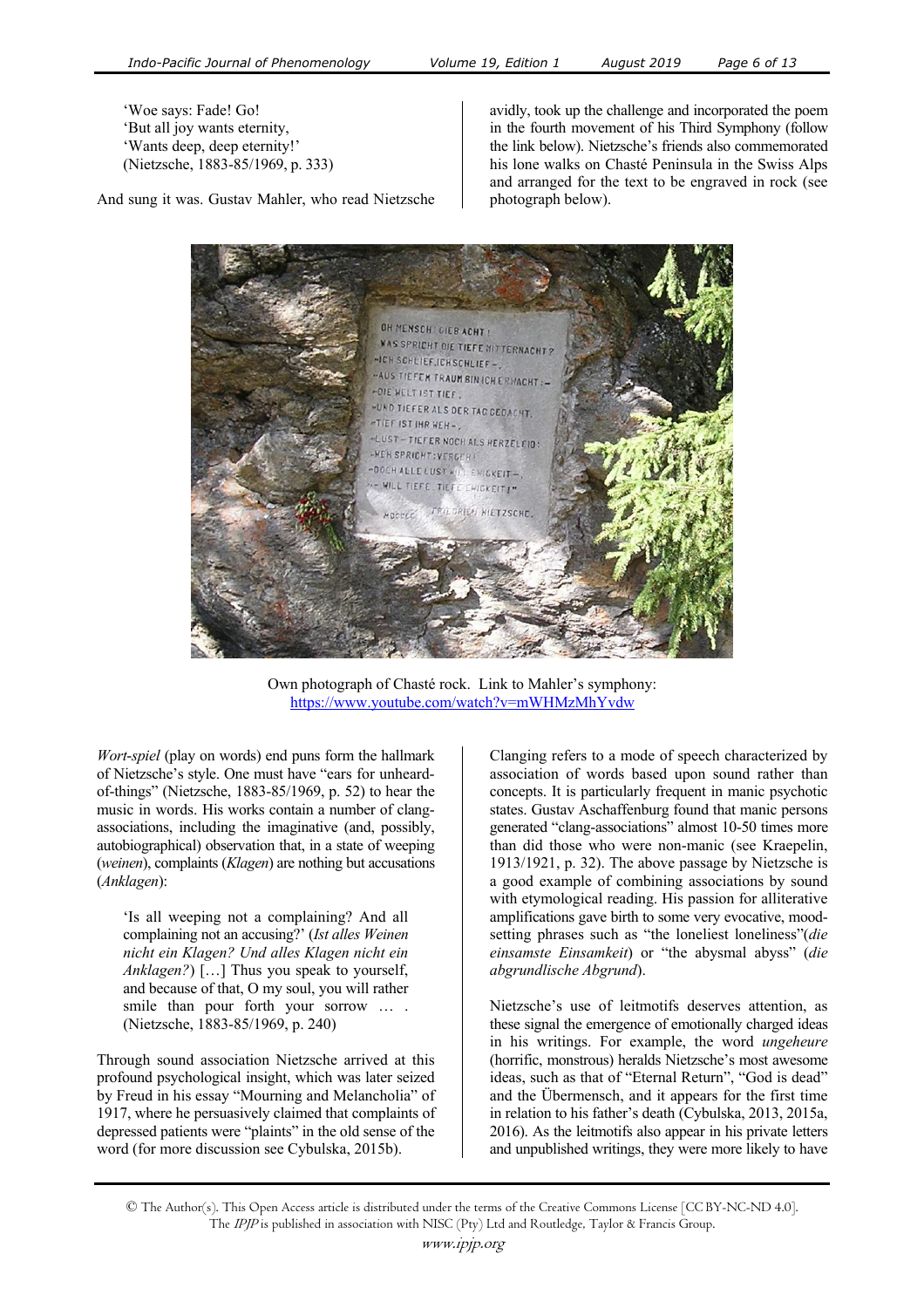'Woe says: Fade! Go!
'But all joy wants eternity,
'Wants deep, deep eternity!'
(Nietzsche, 1883-85/1969, p. 333)

And sung it was. Gustav Mahler, who read Nietzsche avidly, took up the challenge and incorporated the poem in the fourth movement of his Third Symphony (follow the link below). Nietzsche's friends also commemorated his lone walks on Chasté Peninsula in the Swiss Alps and arranged for the text to be engraved in rock (see photograph below).

Own photograph of Chasté rock. Link to Mahler's symphony: https://www.youtube.com/watch?v=mWHMzMhYvdw

*Wort-spiel* (play on words) end puns form the hallmark of Nietzsche's style. One must have "ears for unheard-of-things" (Nietzsche, 1883-85/1969, p. 52) to hear the music in words. His works contain a number of clang-associations, including the imaginative (and, possibly, autobiographical) observation that, in a state of weeping (*weinen*), complaints (*Klagen*) are nothing but accusations (*Anklagen*):

> 'Is all weeping not a complaining? And all complaining not an accusing?' (*Ist alles Weinen nicht ein Klagen? Und alles Klagen nicht ein Anklagen?*) […] Thus you speak to yourself, and because of that, O my soul, you will rather smile than pour forth your sorrow … . (Nietzsche, 1883-85/1969, p. 240)

Through sound association Nietzsche arrived at this profound psychological insight, which was later seized by Freud in his essay "Mourning and Melancholia" of 1917, where he persuasively claimed that complaints of depressed patients were "plaints" in the old sense of the word (for more discussion see Cybulska, 2015b).

Clanging refers to a mode of speech characterized by association of words based upon sound rather than concepts. It is particularly frequent in manic psychotic states. Gustav Aschaffenburg found that manic persons generated "clang-associations" almost 10-50 times more than did those who were non-manic (see Kraepelin, 1913/1921, p. 32). The above passage by Nietzsche is a good example of combining associations by sound with etymological reading. His passion for alliterative amplifications gave birth to some very evocative, mood-setting phrases such as "the loneliest loneliness"(*die einsamste Einsamkeit*) or "the abysmal abyss" (*die abgrundlische Abgrund*).

Nietzsche's use of leitmotifs deserves attention, as these signal the emergence of emotionally charged ideas in his writings. For example, the word *ungeheure* (horrific, monstrous) heralds Nietzsche's most awesome ideas, such as that of "Eternal Return", "God is dead" and the Übermensch, and it appears for the first time in relation to his father's death (Cybulska, 2013, 2015a, 2016). As the leitmotifs also appear in his private letters and unpublished writings, they were more likely to have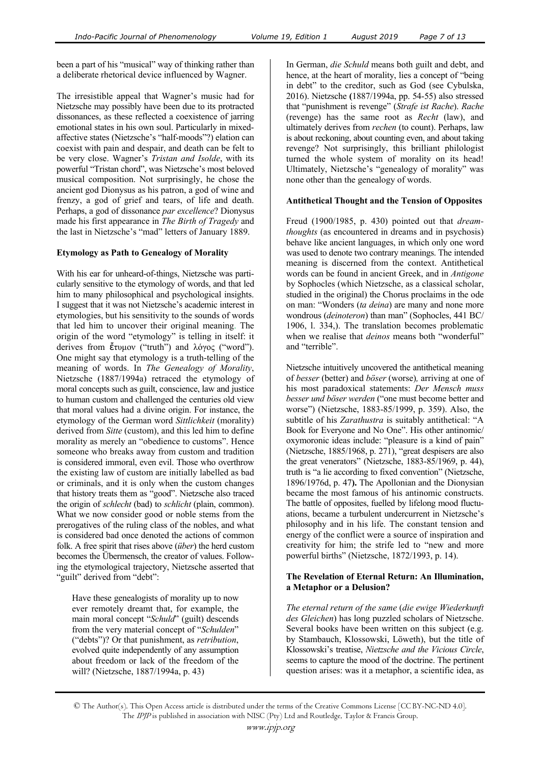been a part of his "musical" way of thinking rather than a deliberate rhetorical device influenced by Wagner.

The irresistible appeal that Wagner's music had for Nietzsche may possibly have been due to its protracted dissonances, as these reflected a coexistence of jarring emotional states in his own soul. Particularly in mixed-affective states (Nietzsche's "half-moods"?) elation can coexist with pain and despair, and death can be felt to be very close. Wagner's *Tristan and Isolde*, with its powerful "Tristan chord", was Nietzsche's most beloved musical composition. Not surprisingly, he chose the ancient god Dionysus as his patron, a god of wine and frenzy, a god of grief and tears, of life and death. Perhaps, a god of dissonance *par excellence*? Dionysus made his first appearance in *The Birth of Tragedy* and the last in Nietzsche's "mad" letters of January 1889.

### Etymology as Path to Genealogy of Morality

With his ear for unheard-of-things, Nietzsche was particularly sensitive to the etymology of words, and that led him to many philosophical and psychological insights. I suggest that it was not Nietzsche's academic interest in etymologies, but his sensitivity to the sounds of words that led him to uncover their original meaning. The origin of the word "etymology" is telling in itself: it derives from ἔτυμον ("truth") and λόγος ("word"). One might say that etymology is a truth-telling of the meaning of words. In *The Genealogy of Morality*, Nietzsche (1887/1994a) retraced the etymology of moral concepts such as guilt, conscience, law and justice to human custom and challenged the centuries old view that moral values had a divine origin. For instance, the etymology of the German word *Sittlichkeit* (morality) derived from *Sitte* (custom), and this led him to define morality as merely an "obedience to customs". Hence someone who breaks away from custom and tradition is considered immoral, even evil. Those who overthrow the existing law of custom are initially labelled as bad or criminals, and it is only when the custom changes that history treats them as "good". Nietzsche also traced the origin of *schlecht* (bad) to *schlicht* (plain, common). What we now consider good or noble stems from the prerogatives of the ruling class of the nobles, and what is considered bad once denoted the actions of common folk. A free spirit that rises above (*über*) the herd custom becomes the Übermensch, the creator of values. Following the etymological trajectory, Nietzsche asserted that "guilt" derived from "debt":

> Have these genealogists of morality up to now ever remotely dreamt that, for example, the main moral concept "*Schuld*" (guilt) descends from the very material concept of "*Schulden*" ("debts")? Or that punishment, as *retribution*, evolved quite independently of any assumption about freedom or lack of the freedom of the will? (Nietzsche, 1887/1994a, p. 43)

In German, *die Schuld* means both guilt and debt, and hence, at the heart of morality, lies a concept of "being in debt" to the creditor, such as God (see Cybulska, 2016). Nietzsche (1887/1994a, pp. 54-55) also stressed that "punishment is revenge" (*Strafe ist Rache*). *Rache* (revenge) has the same root as *Recht* (law), and ultimately derives from *rechen* (to count). Perhaps, law is about reckoning, about counting even, and about taking revenge? Not surprisingly, this brilliant philologist turned the whole system of morality on its head! Ultimately, Nietzsche's "genealogy of morality" was none other than the genealogy of words.

### Antithetical Thought and the Tension of Opposites

Freud (1900/1985, p. 430) pointed out that *dream-thoughts* (as encountered in dreams and in psychosis) behave like ancient languages, in which only one word was used to denote two contrary meanings. The intended meaning is discerned from the context. Antithetical words can be found in ancient Greek, and in *Antigone* by Sophocles (which Nietzsche, as a classical scholar, studied in the original) the Chorus proclaims in the ode on man: "Wonders (*ta deina*) are many and none more wondrous (*deinoteron*) than man" (Sophocles, 441 BC/ 1906, l. 334,). The translation becomes problematic when we realise that *deinos* means both "wonderful" and "terrible".

Nietzsche intuitively uncovered the antithetical meaning of *besser* (better) and *böser* (worse), arriving at one of his most paradoxical statements: *Der Mensch muss besser und böser werden* ("one must become better and worse") (Nietzsche, 1883-85/1999, p. 359). Also, the subtitle of his *Zarathustra* is suitably antithetical: "A Book for Everyone and No One". His other antinomic/oxymoronic ideas include: "pleasure is a kind of pain" (Nietzsche, 1885/1968, p. 271), "great despisers are also the great venerators" (Nietzsche, 1883-85/1969, p. 44), truth is "a lie according to fixed convention" (Nietzsche, 1896/1976d, p. 47). The Apollonian and the Dionysian became the most famous of his antinomic constructs. The battle of opposites, fuelled by lifelong mood fluctuations, became a turbulent undercurrent in Nietzsche's philosophy and in his life. The constant tension and energy of the conflict were a source of inspiration and creativity for him; the strife led to "new and more powerful births" (Nietzsche, 1872/1993, p. 14).

### The Revelation of Eternal Return: An Illumination, a Metaphor or a Delusion?

*The eternal return of the same* (*die ewige Wiederkunft des Gleichen*) has long puzzled scholars of Nietzsche. Several books have been written on this subject (e.g. by Stambauch, Klossowski, Löweth), but the title of Klossowski's treatise, *Nietzsche and the Vicious Circle*, seems to capture the mood of the doctrine. The pertinent question arises: was it a metaphor, a scientific idea, as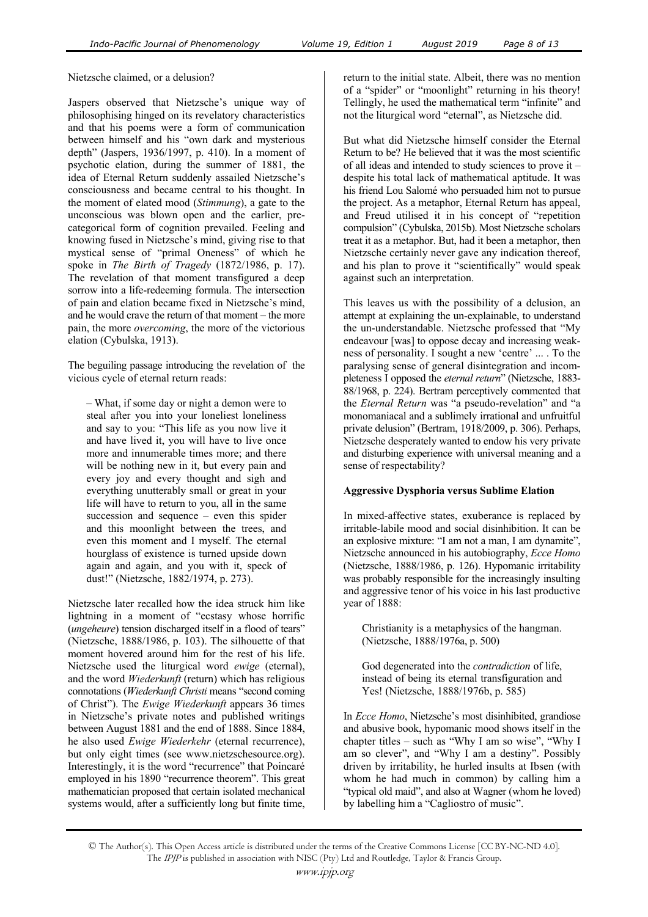Nietzsche claimed, or a delusion?

Jaspers observed that Nietzsche's unique way of philosophising hinged on its revelatory characteristics and that his poems were a form of communication between himself and his "own dark and mysterious depth" (Jaspers, 1936/1997, p. 410). In a moment of psychotic elation, during the summer of 1881, the idea of Eternal Return suddenly assailed Nietzsche's consciousness and became central to his thought. In the moment of elated mood (*Stimmung*), a gate to the unconscious was blown open and the earlier, pre-categorical form of cognition prevailed. Feeling and knowing fused in Nietzsche's mind, giving rise to that mystical sense of "primal Oneness" of which he spoke in *The Birth of Tragedy* (1872/1986, p. 17). The revelation of that moment transfigured a deep sorrow into a life-redeeming formula. The intersection of pain and elation became fixed in Nietzsche's mind, and he would crave the return of that moment – the more pain, the more *overcoming*, the more of the victorious elation (Cybulska, 1913).

The beguiling passage introducing the revelation of the vicious cycle of eternal return reads:

> – What, if some day or night a demon were to steal after you into your loneliest loneliness and say to you: "This life as you now live it and have lived it, you will have to live once more and innumerable times more; and there will be nothing new in it, but every pain and every joy and every thought and sigh and everything unutterably small or great in your life will have to return to you, all in the same succession and sequence – even this spider and this moonlight between the trees, and even this moment and I myself. The eternal hourglass of existence is turned upside down again and again, and you with it, speck of dust!" (Nietzsche, 1882/1974, p. 273).

Nietzsche later recalled how the idea struck him like lightning in a moment of "ecstasy whose horrific (*ungeheure*) tension discharged itself in a flood of tears" (Nietzsche, 1888/1986, p. 103). The silhouette of that moment hovered around him for the rest of his life. Nietzsche used the liturgical word *ewige* (eternal), and the word *Wiederkunft* (return) which has religious connotations (*Wiederkunft Christi* means "second coming of Christ"). The *Ewige Wiederkunft* appears 36 times in Nietzsche's private notes and published writings between August 1881 and the end of 1888. Since 1884, he also used *Ewige Wiederkehr* (eternal recurrence), but only eight times (see www.nietzschesource.org). Interestingly, it is the word "recurrence" that Poincaré employed in his 1890 "recurrence theorem". This great mathematician proposed that certain isolated mechanical systems would, after a sufficiently long but finite time, return to the initial state. Albeit, there was no mention of a "spider" or "moonlight" returning in his theory! Tellingly, he used the mathematical term "infinite" and not the liturgical word "eternal", as Nietzsche did.

But what did Nietzsche himself consider the Eternal Return to be? He believed that it was the most scientific of all ideas and intended to study sciences to prove it – despite his total lack of mathematical aptitude. It was his friend Lou Salomé who persuaded him not to pursue the project. As a metaphor, Eternal Return has appeal, and Freud utilised it in his concept of "repetition compulsion" (Cybulska, 2015b). Most Nietzsche scholars treat it as a metaphor. But, had it been a metaphor, then Nietzsche certainly never gave any indication thereof, and his plan to prove it "scientifically" would speak against such an interpretation.

This leaves us with the possibility of a delusion, an attempt at explaining the un-explainable, to understand the un-understandable. Nietzsche professed that "My endeavour [was] to oppose decay and increasing weakness of personality. I sought a new 'centre' ... . To the paralysing sense of general disintegration and incompleteness I opposed the *eternal return*" (Nietzsche, 1883-88/1968, p. 224). Bertram perceptively commented that the *Eternal Return* was "a pseudo-revelation" and "a monomaniacal and a sublimely irrational and unfruitful private delusion" (Bertram, 1918/2009, p. 306). Perhaps, Nietzsche desperately wanted to endow his very private and disturbing experience with universal meaning and a sense of respectability?

**Aggressive Dysphoria versus Sublime Elation**

In mixed-affective states, exuberance is replaced by irritable-labile mood and social disinhibition. It can be an explosive mixture: "I am not a man, I am dynamite", Nietzsche announced in his autobiography, *Ecce Homo* (Nietzsche, 1888/1986, p. 126). Hypomanic irritability was probably responsible for the increasingly insulting and aggressive tenor of his voice in his last productive year of 1888:

> Christianity is a metaphysics of the hangman. (Nietzsche, 1888/1976a, p. 500)

> God degenerated into the *contradiction* of life, instead of being its eternal transfiguration and Yes! (Nietzsche, 1888/1976b, p. 585)

In *Ecce Homo*, Nietzsche's most disinhibited, grandiose and abusive book, hypomanic mood shows itself in the chapter titles – such as "Why I am so wise", "Why I am so clever", and "Why I am a destiny". Possibly driven by irritability, he hurled insults at Ibsen (with whom he had much in common) by calling him a "typical old maid", and also at Wagner (whom he loved) by labelling him a "Cagliostro of music".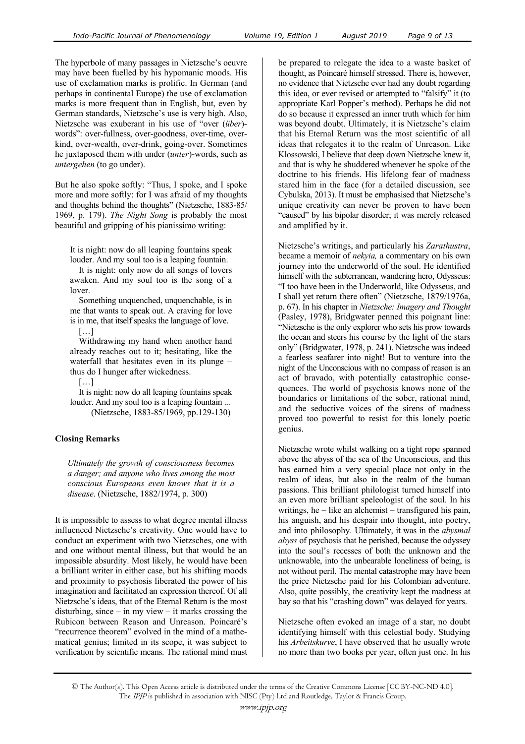The hyperbole of many passages in Nietzsche's oeuvre may have been fuelled by his hypomanic moods. His use of exclamation marks is prolific. In German (and perhaps in continental Europe) the use of exclamation marks is more frequent than in English, but, even by German standards, Nietzsche's use is very high. Also, Nietzsche was exuberant in his use of "over (*über*)-words": over-fullness, over-goodness, over-time, over-kind, over-wealth, over-drink, going-over. Sometimes he juxtaposed them with under (*unter*)-words, such as *untergehen* (to go under).

But he also spoke softly: "Thus, I spoke, and I spoke more and more softly: for I was afraid of my thoughts and thoughts behind the thoughts" (Nietzsche, 1883-85/1969, p. 179). *The Night Song* is probably the most beautiful and gripping of his pianissimo writing:

> It is night: now do all leaping fountains speak louder. And my soul too is a leaping fountain.
>
> It is night: only now do all songs of lovers awaken. And my soul too is the song of a lover.
>
> Something unquenched, unquenchable, is in me that wants to speak out. A craving for love is in me, that itself speaks the language of love.
>
> […]
>
> Withdrawing my hand when another hand already reaches out to it; hesitating, like the waterfall that hesitates even in its plunge – thus do I hunger after wickedness.
>
> […]
>
> It is night: now do all leaping fountains speak louder. And my soul too is a leaping fountain ...
>
> (Nietzsche, 1883-85/1969, pp.129-130)

### Closing Remarks

> *Ultimately the growth of consciousness becomes a danger; and anyone who lives among the most conscious Europeans even knows that it is a disease*. (Nietzsche, 1882/1974, p. 300)

It is impossible to assess to what degree mental illness influenced Nietzsche's creativity. One would have to conduct an experiment with two Nietzsches, one with and one without mental illness, but that would be an impossible absurdity. Most likely, he would have been a brilliant writer in either case, but his shifting moods and proximity to psychosis liberated the power of his imagination and facilitated an expression thereof. Of all Nietzsche's ideas, that of the Eternal Return is the most disturbing, since – in my view – it marks crossing the Rubicon between Reason and Unreason. Poincaré's "recurrence theorem" evolved in the mind of a mathematical genius; limited in its scope, it was subject to verification by scientific means. The rational mind must be prepared to relegate the idea to a waste basket of thought, as Poincaré himself stressed. There is, however, no evidence that Nietzsche ever had any doubt regarding this idea, or ever revised or attempted to "falsify" it (to appropriate Karl Popper's method). Perhaps he did not do so because it expressed an inner truth which for him was beyond doubt. Ultimately, it is Nietzsche's claim that his Eternal Return was the most scientific of all ideas that relegates it to the realm of Unreason. Like Klossowski, I believe that deep down Nietzsche knew it, and that is why he shuddered whenever he spoke of the doctrine to his friends. His lifelong fear of madness stared him in the face (for a detailed discussion, see Cybulska, 2013). It must be emphasised that Nietzsche's unique creativity can never be proven to have been "caused" by his bipolar disorder; it was merely released and amplified by it.

Nietzsche's writings, and particularly his *Zarathustra*, became a memoir of *nekyia,* a commentary on his own journey into the underworld of the soul. He identified himself with the subterranean, wandering hero, Odysseus: "I too have been in the Underworld, like Odysseus, and I shall yet return there often" (Nietzsche, 1879/1976a, p. 67). In his chapter in *Nietzsche: Imagery and Thought* (Pasley, 1978), Bridgwater penned this poignant line: "Nietzsche is the only explorer who sets his prow towards the ocean and steers his course by the light of the stars only" (Bridgwater, 1978, p. 241). Nietzsche was indeed a fearless seafarer into night! But to venture into the night of the Unconscious with no compass of reason is an act of bravado, with potentially catastrophic consequences. The world of psychosis knows none of the boundaries or limitations of the sober, rational mind, and the seductive voices of the sirens of madness proved too powerful to resist for this lonely poetic genius.

Nietzsche wrote whilst walking on a tight rope spanned above the abyss of the sea of the Unconscious, and this has earned him a very special place not only in the realm of ideas, but also in the realm of the human passions. This brilliant philologist turned himself into an even more brilliant speleologist of the soul. In his writings, he – like an alchemist – transfigured his pain, his anguish, and his despair into thought, into poetry, and into philosophy. Ultimately, it was in the *abysmal abyss* of psychosis that he perished, because the odyssey into the soul's recesses of both the unknown and the unknowable, into the unbearable loneliness of being, is not without peril. The mental catastrophe may have been the price Nietzsche paid for his Colombian adventure. Also, quite possibly, the creativity kept the madness at bay so that his "crashing down" was delayed for years.

Nietzsche often evoked an image of a star, no doubt identifying himself with this celestial body. Studying his *Arbeitskurve*, I have observed that he usually wrote no more than two books per year, often just one. In his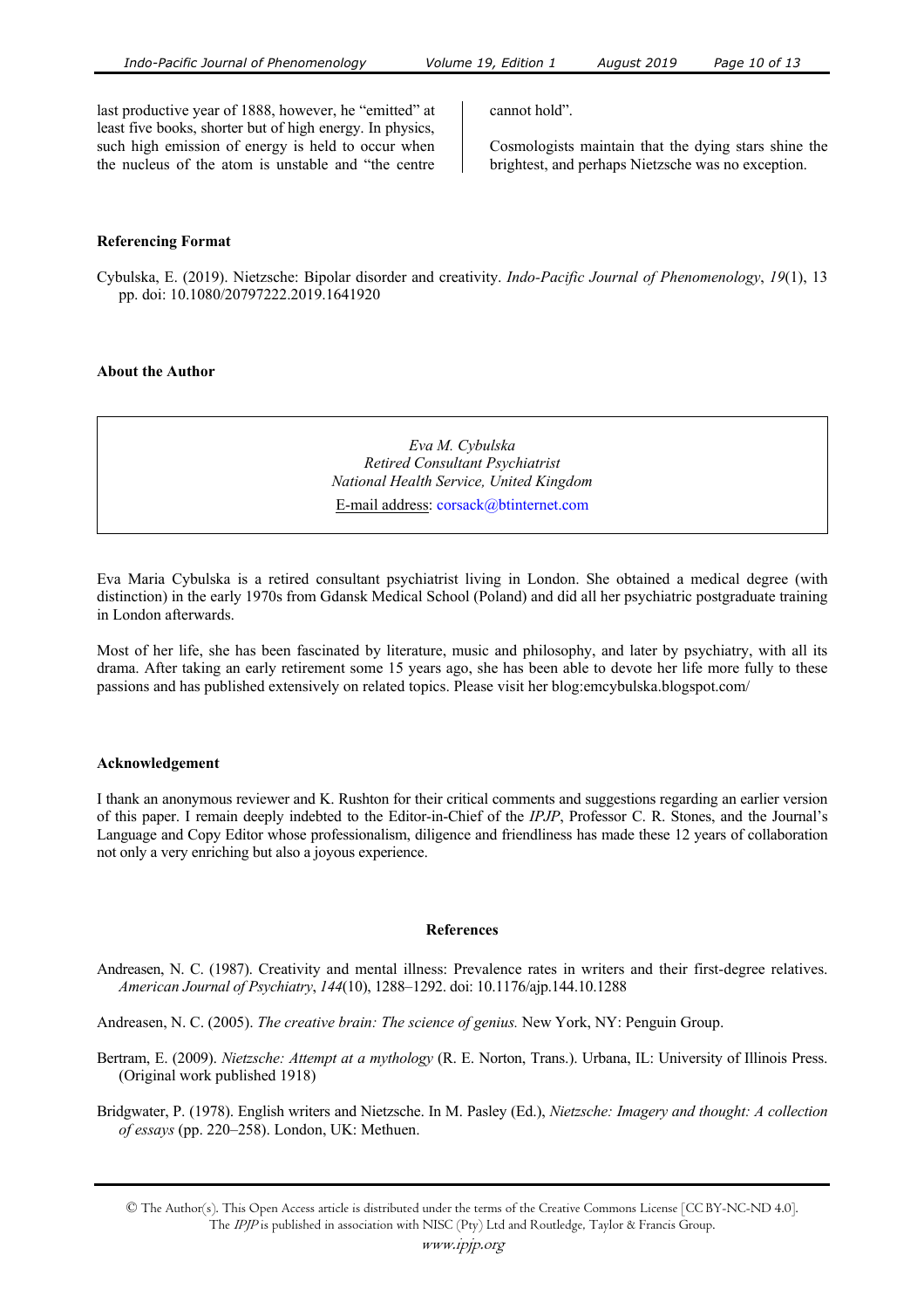last productive year of 1888, however, he "emitted" at least five books, shorter but of high energy. In physics, such high emission of energy is held to occur when the nucleus of the atom is unstable and "the centre cannot hold".

Cosmologists maintain that the dying stars shine the brightest, and perhaps Nietzsche was no exception.

### Referencing Format

Cybulska, E. (2019). Nietzsche: Bipolar disorder and creativity. *Indo-Pacific Journal of Phenomenology*, *19*(1), 13 pp. doi: 10.1080/20797222.2019.1641920

### About the Author

*Eva M. Cybulska*
*Retired Consultant Psychiatrist*
*National Health Service, United Kingdom*
E-mail address: corsack@btinternet.com

Eva Maria Cybulska is a retired consultant psychiatrist living in London. She obtained a medical degree (with distinction) in the early 1970s from Gdansk Medical School (Poland) and did all her psychiatric postgraduate training in London afterwards.

Most of her life, she has been fascinated by literature, music and philosophy, and later by psychiatry, with all its drama. After taking an early retirement some 15 years ago, she has been able to devote her life more fully to these passions and has published extensively on related topics. Please visit her blog:emcybulska.blogspot.com/

### Acknowledgement

I thank an anonymous reviewer and K. Rushton for their critical comments and suggestions regarding an earlier version of this paper. I remain deeply indebted to the Editor-in-Chief of the *IPJP*, Professor C. R. Stones, and the Journal's Language and Copy Editor whose professionalism, diligence and friendliness has made these 12 years of collaboration not only a very enriching but also a joyous experience.

## References

Andreasen, N. C. (1987). Creativity and mental illness: Prevalence rates in writers and their first-degree relatives. *American Journal of Psychiatry*, *144*(10), 1288–1292. doi: 10.1176/ajp.144.10.1288

Andreasen, N. C. (2005). *The creative brain: The science of genius.* New York, NY: Penguin Group.

Bertram, E. (2009). *Nietzsche: Attempt at a mythology* (R. E. Norton, Trans.). Urbana, IL: University of Illinois Press. (Original work published 1918)

Bridgwater, P. (1978). English writers and Nietzsche. In M. Pasley (Ed.), *Nietzsche: Imagery and thought: A collection of essays* (pp. 220–258). London, UK: Methuen.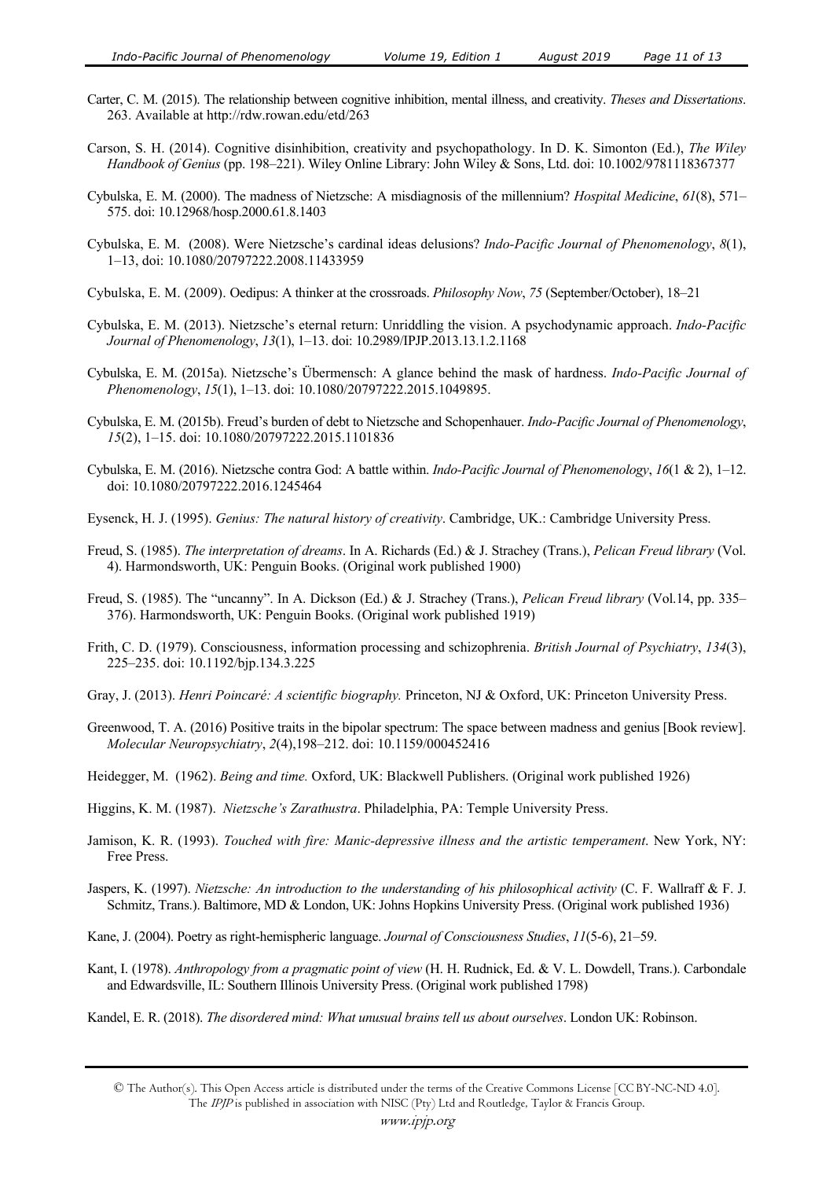Carter, C. M. (2015). The relationship between cognitive inhibition, mental illness, and creativity. *Theses and Dissertations*. 263. Available at http://rdw.rowan.edu/etd/263

Carson, S. H. (2014). Cognitive disinhibition, creativity and psychopathology. In D. K. Simonton (Ed.), *The Wiley Handbook of Genius* (pp. 198–221). Wiley Online Library: John Wiley & Sons, Ltd. doi: 10.1002/9781118367377

Cybulska, E. M. (2000). The madness of Nietzsche: A misdiagnosis of the millennium? *Hospital Medicine*, *61*(8), 571–575. doi: 10.12968/hosp.2000.61.8.1403

Cybulska, E. M. (2008). Were Nietzsche's cardinal ideas delusions? *Indo-Pacific Journal of Phenomenology*, *8*(1), 1–13, doi: 10.1080/20797222.2008.11433959

Cybulska, E. M. (2009). Oedipus: A thinker at the crossroads. *Philosophy Now*, *75* (September/October), 18–21

Cybulska, E. M. (2013). Nietzsche's eternal return: Unriddling the vision. A psychodynamic approach. *Indo-Pacific Journal of Phenomenology*, *13*(1), 1–13. doi: 10.2989/IPJP.2013.13.1.2.1168

Cybulska, E. M. (2015a). Nietzsche's Übermensch: A glance behind the mask of hardness. *Indo-Pacific Journal of Phenomenology*, *15*(1), 1–13. doi: 10.1080/20797222.2015.1049895.

Cybulska, E. M. (2015b). Freud's burden of debt to Nietzsche and Schopenhauer. *Indo-Pacific Journal of Phenomenology*, *15*(2), 1–15. doi: 10.1080/20797222.2015.1101836

Cybulska, E. M. (2016). Nietzsche contra God: A battle within. *Indo-Pacific Journal of Phenomenology*, *16*(1 & 2), 1–12. doi: 10.1080/20797222.2016.1245464

Eysenck, H. J. (1995). *Genius: The natural history of creativity*. Cambridge, UK.: Cambridge University Press.

Freud, S. (1985). *The interpretation of dreams*. In A. Richards (Ed.) & J. Strachey (Trans.), *Pelican Freud library* (Vol. 4). Harmondsworth, UK: Penguin Books. (Original work published 1900)

Freud, S. (1985). The "uncanny". In A. Dickson (Ed.) & J. Strachey (Trans.), *Pelican Freud library* (Vol.14, pp. 335–376). Harmondsworth, UK: Penguin Books. (Original work published 1919)

Frith, C. D. (1979). Consciousness, information processing and schizophrenia. *British Journal of Psychiatry*, *134*(3), 225–235. doi: 10.1192/bjp.134.3.225

Gray, J. (2013). *Henri Poincaré: A scientific biography.* Princeton, NJ & Oxford, UK: Princeton University Press.

Greenwood, T. A. (2016) Positive traits in the bipolar spectrum: The space between madness and genius [Book review]. *Molecular Neuropsychiatry*, *2*(4),198–212. doi: 10.1159/000452416

Heidegger, M. (1962). *Being and time.* Oxford, UK: Blackwell Publishers. (Original work published 1926)

Higgins, K. M. (1987). *Nietzsche's Zarathustra*. Philadelphia, PA: Temple University Press.

Jamison, K. R. (1993). *Touched with fire: Manic-depressive illness and the artistic temperament*. New York, NY: Free Press.

Jaspers, K. (1997). *Nietzsche: An introduction to the understanding of his philosophical activity* (C. F. Wallraff & F. J. Schmitz, Trans.). Baltimore, MD & London, UK: Johns Hopkins University Press. (Original work published 1936)

Kane, J. (2004). Poetry as right-hemispheric language. *Journal of Consciousness Studies*, *11*(5-6), 21–59.

Kant, I. (1978). *Anthropology from a pragmatic point of view* (H. H. Rudnick, Ed. & V. L. Dowdell, Trans.). Carbondale and Edwardsville, IL: Southern Illinois University Press. (Original work published 1798)

Kandel, E. R. (2018). *The disordered mind: What unusual brains tell us about ourselves*. London UK: Robinson.

© The Author(s). This Open Access article is distributed under the terms of the Creative Commons License [CC BY-NC-ND 4.0]. The *IPJP* is published in association with NISC (Pty) Ltd and Routledge, Taylor & Francis Group.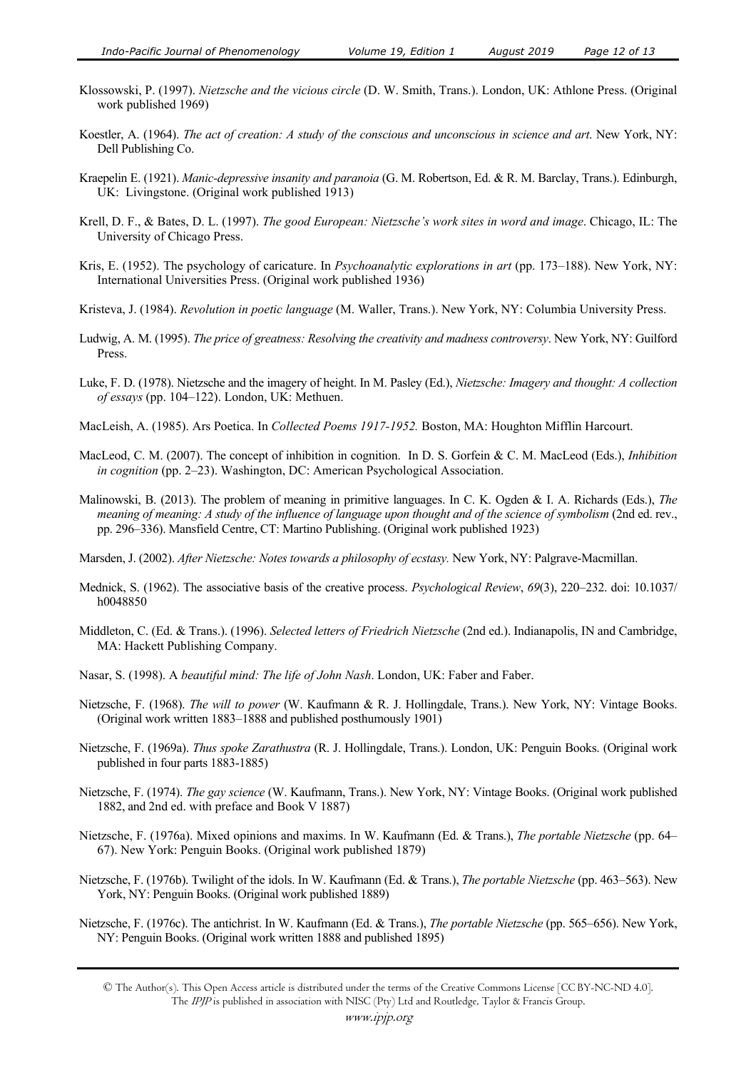Klossowski, P. (1997). *Nietzsche and the vicious circle* (D. W. Smith, Trans.). London, UK: Athlone Press. (Original work published 1969)

Koestler, A. (1964). *The act of creation: A study of the conscious and unconscious in science and art*. New York, NY: Dell Publishing Co.

Kraepelin E. (1921). *Manic-depressive insanity and paranoia* (G. M. Robertson, Ed. & R. M. Barclay, Trans.). Edinburgh, UK: Livingstone. (Original work published 1913)

Krell, D. F., & Bates, D. L. (1997). *The good European: Nietzsche's work sites in word and image*. Chicago, IL: The University of Chicago Press.

Kris, E. (1952). The psychology of caricature. In *Psychoanalytic explorations in art* (pp. 173–188). New York, NY: International Universities Press. (Original work published 1936)

Kristeva, J. (1984). *Revolution in poetic language* (M. Waller, Trans.). New York, NY: Columbia University Press.

Ludwig, A. M. (1995). *The price of greatness: Resolving the creativity and madness controversy*. New York, NY: Guilford Press.

Luke, F. D. (1978). Nietzsche and the imagery of height. In M. Pasley (Ed.), *Nietzsche: Imagery and thought: A collection of essays* (pp. 104–122). London, UK: Methuen.

MacLeish, A. (1985). Ars Poetica. In *Collected Poems 1917-1952.* Boston, MA: Houghton Mifflin Harcourt.

MacLeod, C. M. (2007). The concept of inhibition in cognition. In D. S. Gorfein & C. M. MacLeod (Eds.), *Inhibition in cognition* (pp. 2–23). Washington, DC: American Psychological Association.

Malinowski, B. (2013). The problem of meaning in primitive languages. In C. K. Ogden & I. A. Richards (Eds.), *The meaning of meaning: A study of the influence of language upon thought and of the science of symbolism* (2nd ed. rev., pp. 296–336). Mansfield Centre, CT: Martino Publishing. (Original work published 1923)

Marsden, J. (2002). *After Nietzsche: Notes towards a philosophy of ecstasy.* New York, NY: Palgrave-Macmillan.

Mednick, S. (1962). The associative basis of the creative process. *Psychological Review*, *69*(3), 220–232. doi: 10.1037/h0048850

Middleton, C. (Ed. & Trans.). (1996). *Selected letters of Friedrich Nietzsche* (2nd ed.). Indianapolis, IN and Cambridge, MA: Hackett Publishing Company.

Nasar, S. (1998). A *beautiful mind: The life of John Nash*. London, UK: Faber and Faber.

Nietzsche, F. (1968). *The will to power* (W. Kaufmann & R. J. Hollingdale, Trans.). New York, NY: Vintage Books. (Original work written 1883–1888 and published posthumously 1901)

Nietzsche, F. (1969a). *Thus spoke Zarathustra* (R. J. Hollingdale, Trans.). London, UK: Penguin Books. (Original work published in four parts 1883-1885)

Nietzsche, F. (1974). *The gay science* (W. Kaufmann, Trans.). New York, NY: Vintage Books. (Original work published 1882, and 2nd ed. with preface and Book V 1887)

Nietzsche, F. (1976a). Mixed opinions and maxims. In W. Kaufmann (Ed. & Trans.), *The portable Nietzsche* (pp. 64–67). New York: Penguin Books. (Original work published 1879)

Nietzsche, F. (1976b). Twilight of the idols. In W. Kaufmann (Ed. & Trans.), *The portable Nietzsche* (pp. 463–563). New York, NY: Penguin Books. (Original work published 1889)

Nietzsche, F. (1976c). The antichrist. In W. Kaufmann (Ed. & Trans.), *The portable Nietzsche* (pp. 565–656). New York, NY: Penguin Books. (Original work written 1888 and published 1895)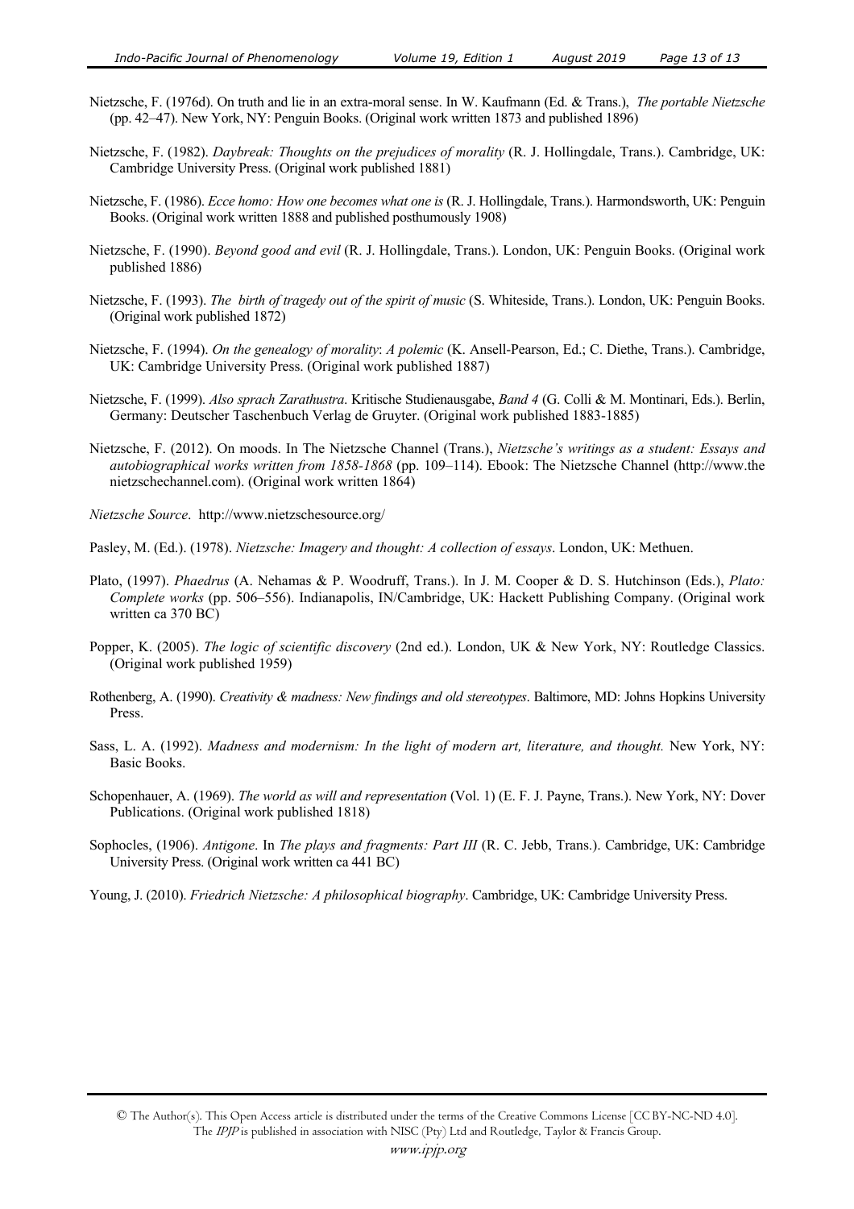Nietzsche, F. (1976d). On truth and lie in an extra-moral sense. In W. Kaufmann (Ed. & Trans.), *The portable Nietzsche* (pp. 42–47). New York, NY: Penguin Books. (Original work written 1873 and published 1896)

Nietzsche, F. (1982). *Daybreak: Thoughts on the prejudices of morality* (R. J. Hollingdale, Trans.). Cambridge, UK: Cambridge University Press. (Original work published 1881)

Nietzsche, F. (1986). *Ecce homo: How one becomes what one is* (R. J. Hollingdale, Trans.). Harmondsworth, UK: Penguin Books. (Original work written 1888 and published posthumously 1908)

Nietzsche, F. (1990). *Beyond good and evil* (R. J. Hollingdale, Trans.). London, UK: Penguin Books. (Original work published 1886)

Nietzsche, F. (1993). *The birth of tragedy out of the spirit of music* (S. Whiteside, Trans.). London, UK: Penguin Books. (Original work published 1872)

Nietzsche, F. (1994). *On the genealogy of morality*: *A polemic* (K. Ansell-Pearson, Ed.; C. Diethe, Trans.). Cambridge, UK: Cambridge University Press. (Original work published 1887)

Nietzsche, F. (1999). *Also sprach Zarathustra*. Kritische Studienausgabe, *Band 4* (G. Colli & M. Montinari, Eds.). Berlin, Germany: Deutscher Taschenbuch Verlag de Gruyter. (Original work published 1883-1885)

Nietzsche, F. (2012). On moods. In The Nietzsche Channel (Trans.), *Nietzsche's writings as a student: Essays and autobiographical works written from 1858-1868* (pp. 109–114). Ebook: The Nietzsche Channel (http://www.thenietzschechannel.com). (Original work written 1864)

*Nietzsche Source*. http://www.nietzschesource.org/

Pasley, M. (Ed.). (1978). *Nietzsche: Imagery and thought: A collection of essays*. London, UK: Methuen.

Plato, (1997). *Phaedrus* (A. Nehamas & P. Woodruff, Trans.). In J. M. Cooper & D. S. Hutchinson (Eds.), *Plato: Complete works* (pp. 506–556). Indianapolis, IN/Cambridge, UK: Hackett Publishing Company. (Original work written ca 370 BC)

Popper, K. (2005). *The logic of scientific discovery* (2nd ed.). London, UK & New York, NY: Routledge Classics. (Original work published 1959)

Rothenberg, A. (1990). *Creativity & madness: New findings and old stereotypes*. Baltimore, MD: Johns Hopkins University Press.

Sass, L. A. (1992). *Madness and modernism: In the light of modern art, literature, and thought.* New York, NY: Basic Books.

Schopenhauer, A. (1969). *The world as will and representation* (Vol. 1) (E. F. J. Payne, Trans.). New York, NY: Dover Publications. (Original work published 1818)

Sophocles, (1906). *Antigone*. In *The plays and fragments: Part III* (R. C. Jebb, Trans.). Cambridge, UK: Cambridge University Press. (Original work written ca 441 BC)

Young, J. (2010). *Friedrich Nietzsche: A philosophical biography*. Cambridge, UK: Cambridge University Press.